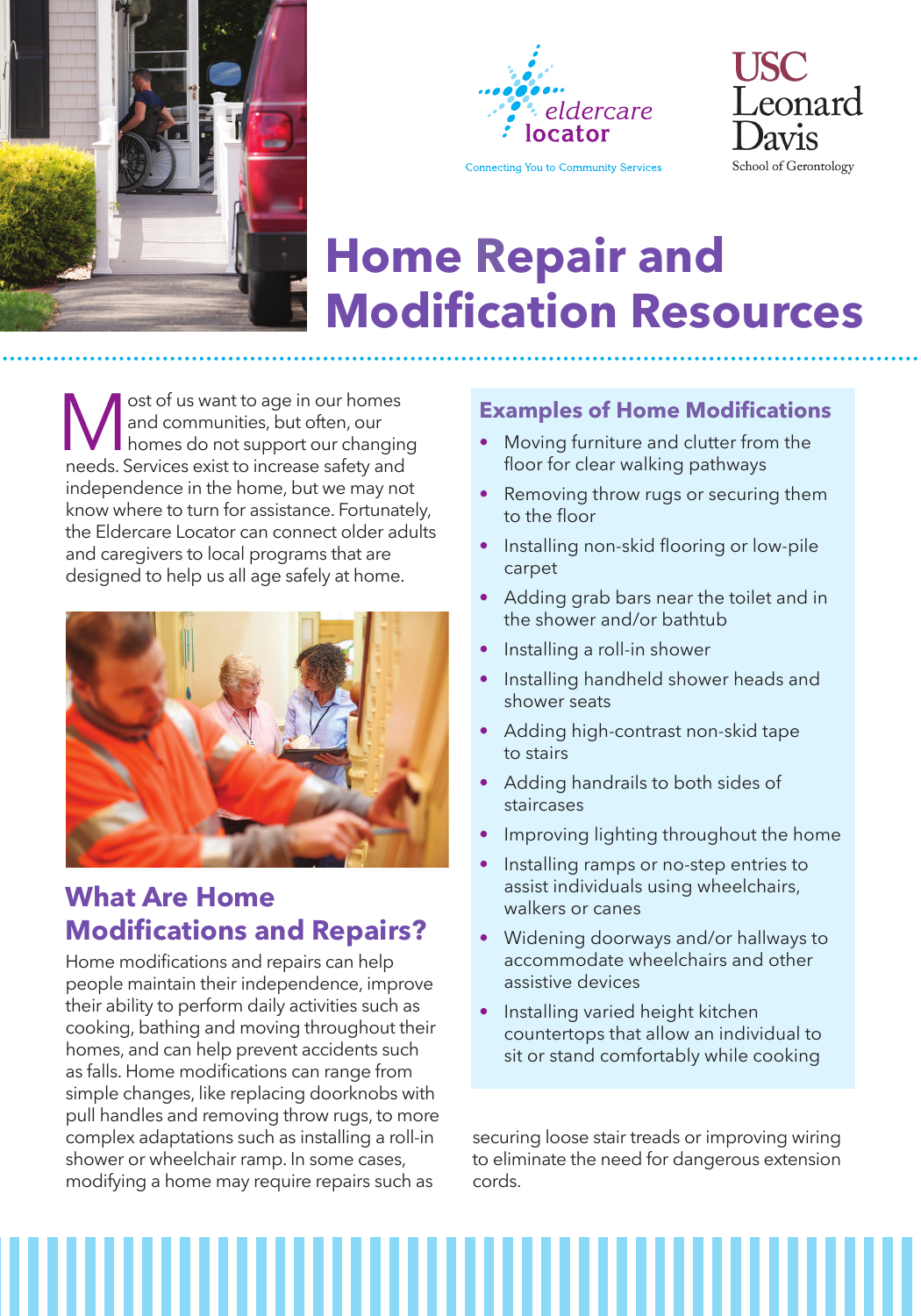eldercare locator

Connecting You to Community Services

USC Leonard Davis School of Gerontology

# Home Repair and Modification Resources

Most of us want to age in our homes and communities, but often, our homes do not support our changing needs. Services exist to increase safety and independence in the home, but we may not know where to turn for assistance. Fortunately, the Eldercare Locator can connect older adults and caregivers to local programs that are designed to help us all age safely at home.

## What Are Home Modifications and Repairs?

Home modifications and repairs can help people maintain their independence, improve their ability to perform daily activities such as cooking, bathing and moving throughout their homes, and can help prevent accidents such as falls. Home modifications can range from simple changes, like replacing doorknobs with pull handles and removing throw rugs, to more complex adaptations such as installing a roll-in shower or wheelchair ramp. In some cases, modifying a home may require repairs such as securing loose stair treads or improving wiring to eliminate the need for dangerous extension cords.

### Examples of Home Modifications

- Moving furniture and clutter from the floor for clear walking pathways
- Removing throw rugs or securing them to the floor
- Installing non-skid flooring or low-pile carpet
- Adding grab bars near the toilet and in the shower and/or bathtub
- Installing a roll-in shower
- Installing handheld shower heads and shower seats
- Adding high-contrast non-skid tape to stairs
- Adding handrails to both sides of staircases
- Improving lighting throughout the home
- Installing ramps or no-step entries to assist individuals using wheelchairs, walkers or canes
- Widening doorways and/or hallways to accommodate wheelchairs and other assistive devices
- Installing varied height kitchen countertops that allow an individual to sit or stand comfortably while cooking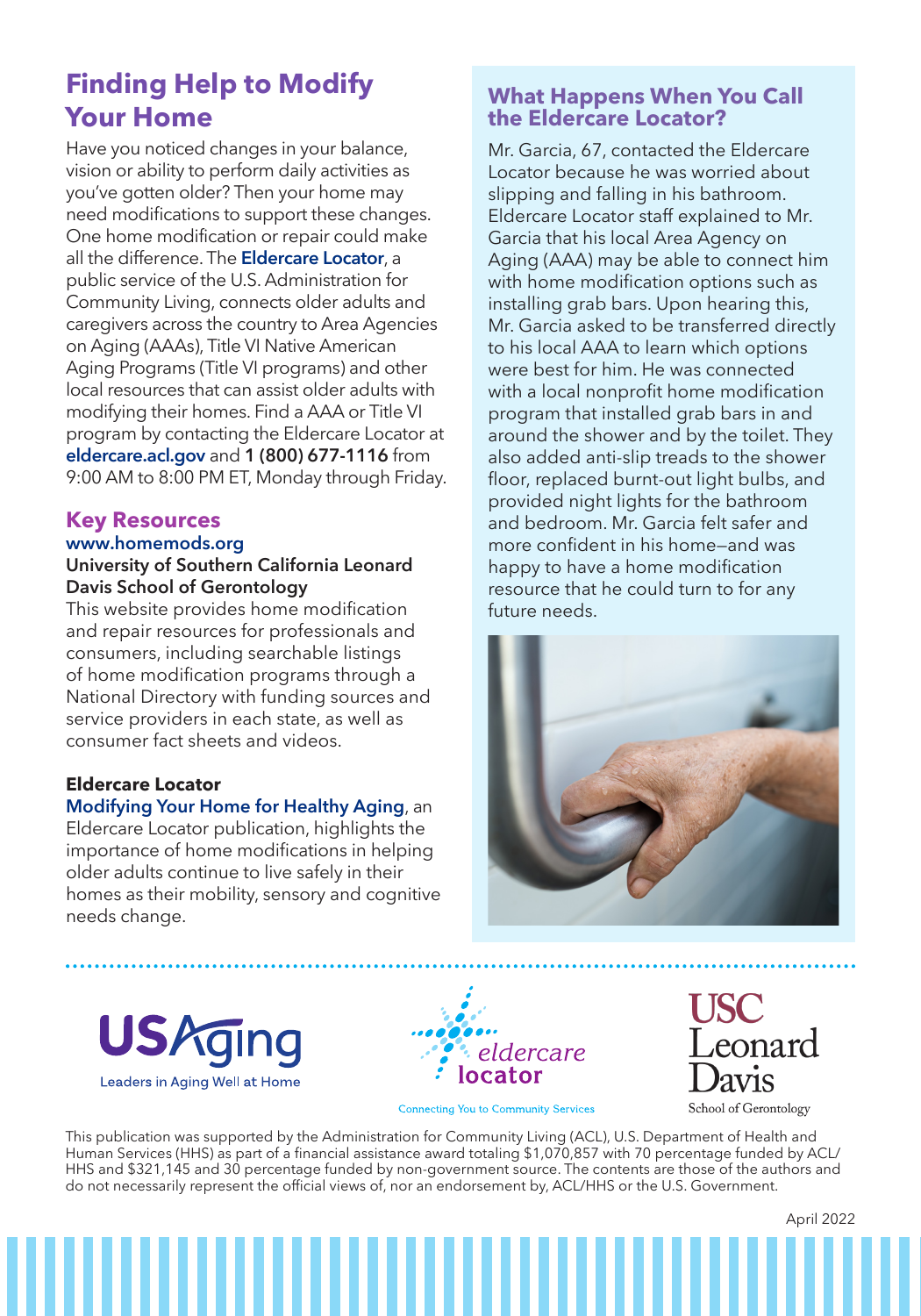## Finding Help to Modify Your Home

Have you noticed changes in your balance, vision or ability to perform daily activities as you've gotten older? Then your home may need modifications to support these changes. One home modification or repair could make all the difference. The **Eldercare Locator**, a public service of the U.S. Administration for Community Living, connects older adults and caregivers across the country to Area Agencies on Aging (AAAs), Title VI Native American Aging Programs (Title VI programs) and other local resources that can assist older adults with modifying their homes. Find a AAA or Title VI program by contacting the Eldercare Locator at **eldercare.acl.gov** and **1 (800) 677-1116** from 9:00 AM to 8:00 PM ET, Monday through Friday.

## Key Resources

**www.homemods.org**

**University of Southern California Leonard Davis School of Gerontology**

This website provides home modification and repair resources for professionals and consumers, including searchable listings of home modification programs through a National Directory with funding sources and service providers in each state, as well as consumer fact sheets and videos.

**Eldercare Locator**

**Modifying Your Home for Healthy Aging**, an Eldercare Locator publication, highlights the importance of home modifications in helping older adults continue to live safely in their homes as their mobility, sensory and cognitive needs change.

## What Happens When You Call the Eldercare Locator?

Mr. Garcia, 67, contacted the Eldercare Locator because he was worried about slipping and falling in his bathroom. Eldercare Locator staff explained to Mr. Garcia that his local Area Agency on Aging (AAA) may be able to connect him with home modification options such as installing grab bars. Upon hearing this, Mr. Garcia asked to be transferred directly to his local AAA to learn which options were best for him. He was connected with a local nonprofit home modification program that installed grab bars in and around the shower and by the toilet. They also added anti-slip treads to the shower floor, replaced burnt-out light bulbs, and provided night lights for the bathroom and bedroom. Mr. Garcia felt safer and more confident in his home—and was happy to have a home modification resource that he could turn to for any future needs.

USAging — Leaders in Aging Well at Home

eldercare locator — Connecting You to Community Services

USC Leonard Davis School of Gerontology

This publication was supported by the Administration for Community Living (ACL), U.S. Department of Health and Human Services (HHS) as part of a financial assistance award totaling $1,070,857 with 70 percentage funded by ACL/HHS and $321,145 and 30 percentage funded by non-government source. The contents are those of the authors and do not necessarily represent the official views of, nor an endorsement by, ACL/HHS or the U.S. Government.

April 2022